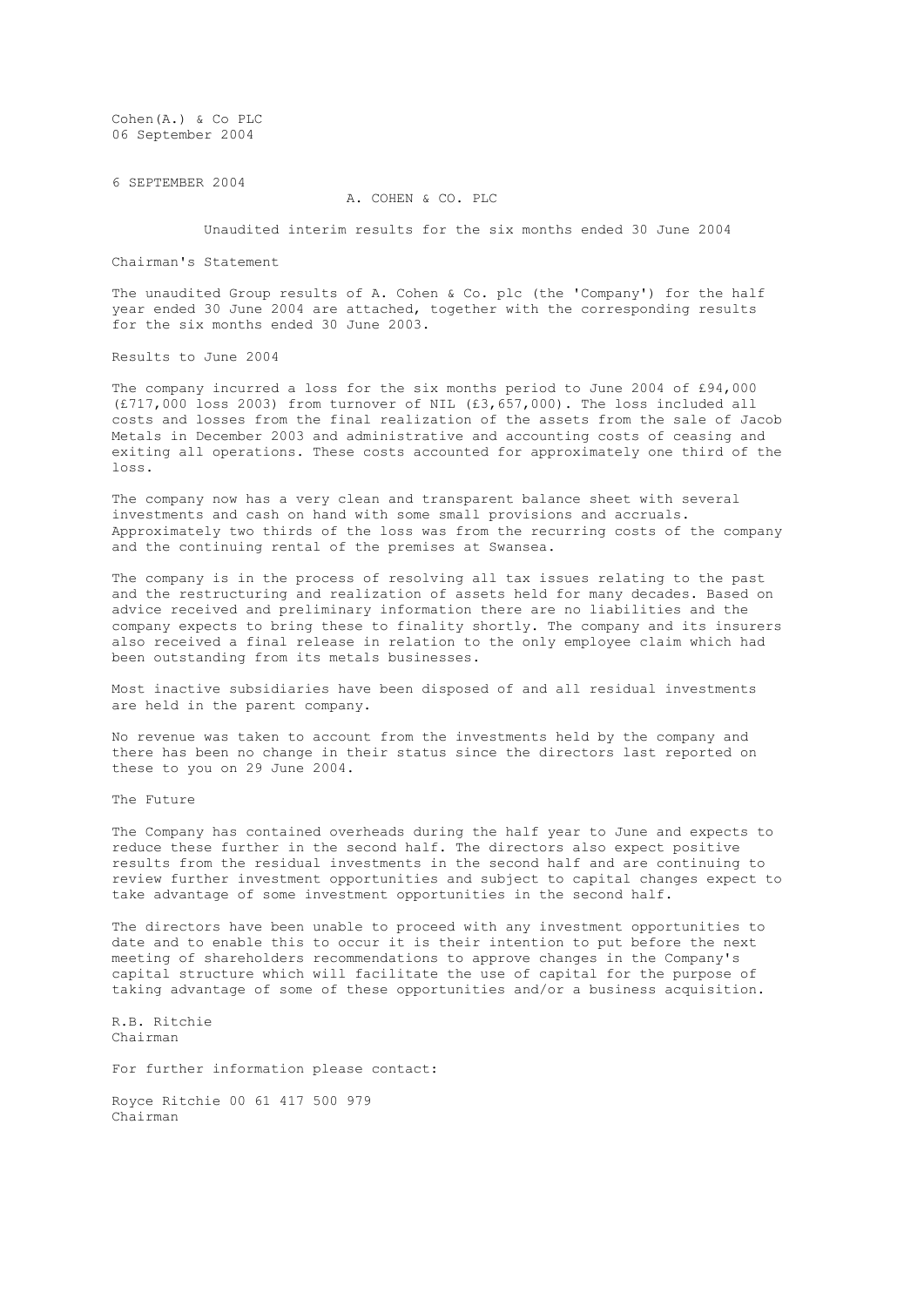Cohen(A.) & Co PLC
06 September 2004

6 SEPTEMBER 2004

# A. COHEN & CO. PLC

## Unaudited interim results for the six months ended 30 June 2004

### Chairman's Statement

The unaudited Group results of A. Cohen & Co. plc (the 'Company') for the half year ended 30 June 2004 are attached, together with the corresponding results for the six months ended 30 June 2003.

### Results to June 2004

The company incurred a loss for the six months period to June 2004 of £94,000 (£717,000 loss 2003) from turnover of NIL (£3,657,000). The loss included all costs and losses from the final realization of the assets from the sale of Jacob Metals in December 2003 and administrative and accounting costs of ceasing and exiting all operations. These costs accounted for approximately one third of the loss.

The company now has a very clean and transparent balance sheet with several investments and cash on hand with some small provisions and accruals. Approximately two thirds of the loss was from the recurring costs of the company and the continuing rental of the premises at Swansea.

The company is in the process of resolving all tax issues relating to the past and the restructuring and realization of assets held for many decades. Based on advice received and preliminary information there are no liabilities and the company expects to bring these to finality shortly. The company and its insurers also received a final release in relation to the only employee claim which had been outstanding from its metals businesses.

Most inactive subsidiaries have been disposed of and all residual investments are held in the parent company.

No revenue was taken to account from the investments held by the company and there has been no change in their status since the directors last reported on these to you on 29 June 2004.

### The Future

The Company has contained overheads during the half year to June and expects to reduce these further in the second half. The directors also expect positive results from the residual investments in the second half and are continuing to review further investment opportunities and subject to capital changes expect to take advantage of some investment opportunities in the second half.

The directors have been unable to proceed with any investment opportunities to date and to enable this to occur it is their intention to put before the next meeting of shareholders recommendations to approve changes in the Company's capital structure which will facilitate the use of capital for the purpose of taking advantage of some of these opportunities and/or a business acquisition.

R.B. Ritchie
Chairman

For further information please contact:

Royce Ritchie 00 61 417 500 979
Chairman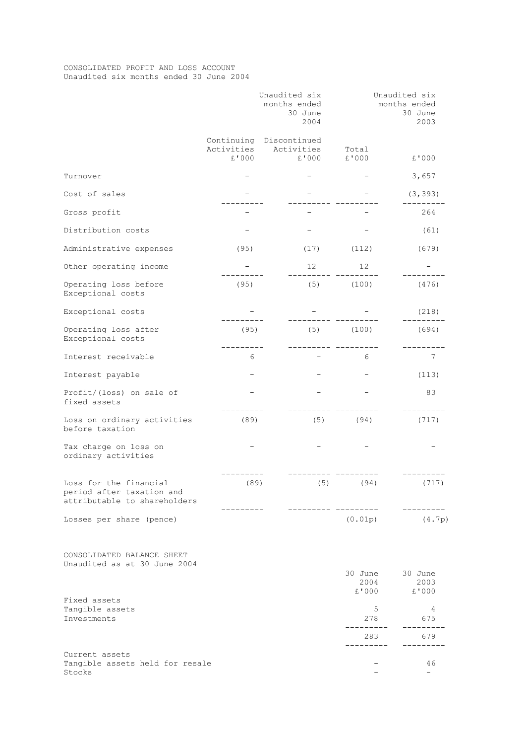CONSOLIDATED PROFIT AND LOSS ACCOUNT
Unaudited six months ended 30 June 2004

| | Unaudited six months ended 30 June 2004 | | | Unaudited six months ended 30 June 2003 |
|---|---|---|---|---|
| | Continuing Activities £'000 | Discontinued Activities £'000 | Total £'000 | £'000 |
| Turnover | - | - | - | 3,657 |
| Cost of sales | - | - | - | (3,393) |
| Gross profit | - | - | - | 264 |
| Distribution costs | - | - | - | (61) |
| Administrative expenses | (95) | (17) | (112) | (679) |
| Other operating income | - | 12 | 12 | - |
| Operating loss before Exceptional costs | (95) | (5) | (100) | (476) |
| Exceptional costs | - | - | - | (218) |
| Operating loss after Exceptional costs | (95) | (5) | (100) | (694) |
| Interest receivable | 6 | - | 6 | 7 |
| Interest payable | - | - | - | (113) |
| Profit/(loss) on sale of fixed assets | - | - | - | 83 |
| Loss on ordinary activities before taxation | (89) | (5) | (94) | (717) |
| Tax charge on loss on ordinary activities | - | - | - | - |
| Loss for the financial period after taxation and attributable to shareholders | (89) | (5) | (94) | (717) |
| Losses per share (pence) | | | (0.01p) | (4.7p) |

CONSOLIDATED BALANCE SHEET
Unaudited as at 30 June 2004

| | 30 June 2004 £'000 | 30 June 2003 £'000 |
|---|---|---|
| Fixed assets | | |
| Tangible assets | 5 | 4 |
| Investments | 278 | 675 |
| | 283 | 679 |
| Current assets | | |
| Tangible assets held for resale | - | 46 |
| Stocks | - | - |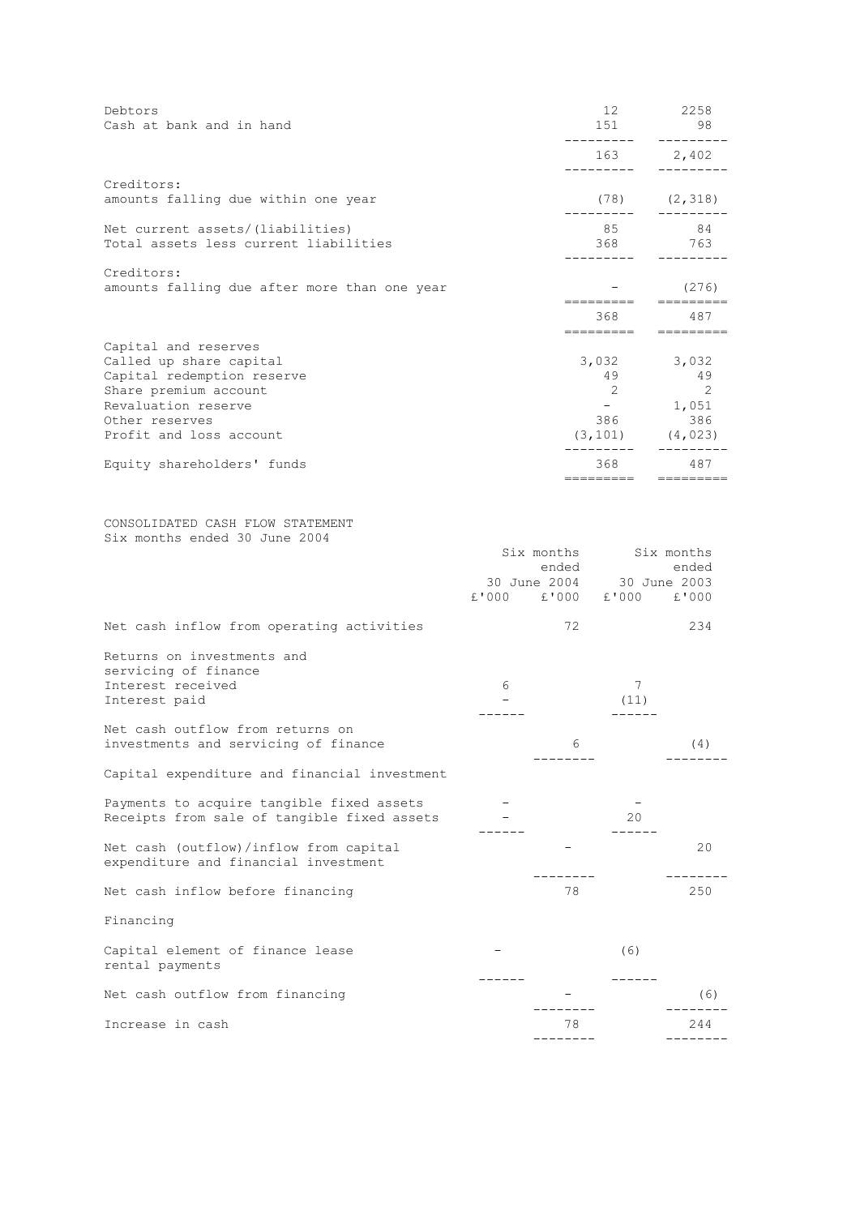| | | |
|---|---|---|
| Debtors | 12 | 2258 |
| Cash at bank and in hand | 151 | 98 |
| | 163 | 2,402 |
| Creditors: amounts falling due within one year | (78) | (2,318) |
| Net current assets/(liabilities) | 85 | 84 |
| Total assets less current liabilities | 368 | 763 |
| Creditors: amounts falling due after more than one year | - | (276) |
| | 368 | 487 |
| Capital and reserves | | |
| Called up share capital | 3,032 | 3,032 |
| Capital redemption reserve | 49 | 49 |
| Share premium account | 2 | 2 |
| Revaluation reserve | - | 1,051 |
| Other reserves | 386 | 386 |
| Profit and loss account | (3,101) | (4,023) |
| Equity shareholders' funds | 368 | 487 |

CONSOLIDATED CASH FLOW STATEMENT

Six months ended 30 June 2004

| | Six months ended 30 June 2004 | | Six months ended 30 June 2003 | |
|---|---|---|---|---|
| | £'000 | £'000 | £'000 | £'000 |
| Net cash inflow from operating activities | | 72 | | 234 |
| Returns on investments and servicing of finance | | | | |
| Interest received | 6 | | 7 | |
| Interest paid | - | | (11) | |
| Net cash outflow from returns on investments and servicing of finance | | 6 | | (4) |
| Capital expenditure and financial investment | | | | |
| Payments to acquire tangible fixed assets | - | | - | |
| Receipts from sale of tangible fixed assets | - | | 20 | |
| Net cash (outflow)/inflow from capital expenditure and financial investment | | - | | 20 |
| Net cash inflow before financing | | 78 | | 250 |
| Financing | | | | |
| Capital element of finance lease rental payments | - | | (6) | |
| Net cash outflow from financing | | - | | (6) |
| Increase in cash | | 78 | | 244 |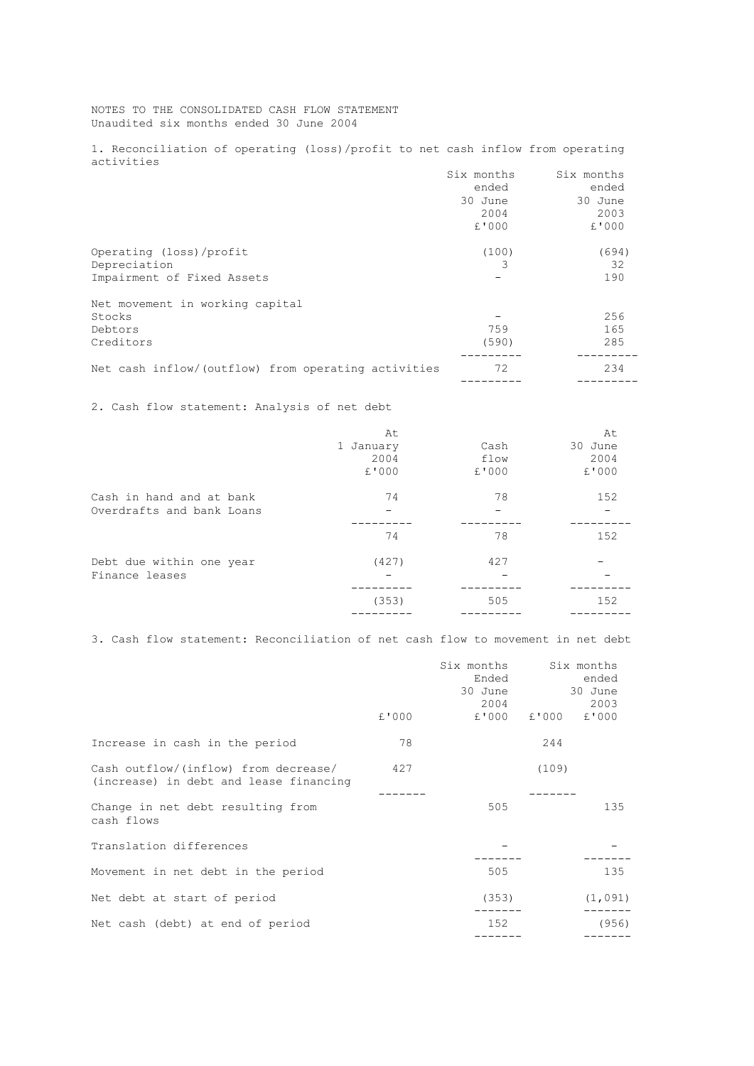NOTES TO THE CONSOLIDATED CASH FLOW STATEMENT
Unaudited six months ended 30 June 2004

## 1. Reconciliation of operating (loss)/profit to net cash inflow from operating activities

| | Six months ended 30 June 2004 £'000 | Six months ended 30 June 2003 £'000 |
|---|---|---|
| Operating (loss)/profit | (100) | (694) |
| Depreciation | 3 | 32 |
| Impairment of Fixed Assets | - | 190 |
| Net movement in working capital | | |
| Stocks | - | 256 |
| Debtors | 759 | 165 |
| Creditors | (590) | 285 |
| Net cash inflow/(outflow) from operating activities | 72 | 234 |

## 2. Cash flow statement: Analysis of net debt

| | At 1 January 2004 £'000 | Cash flow £'000 | At 30 June 2004 £'000 |
|---|---|---|---|
| Cash in hand and at bank | 74 | 78 | 152 |
| Overdrafts and bank Loans | - | - | - |
| | 74 | 78 | 152 |
| Debt due within one year | (427) | 427 | - |
| Finance leases | - | - | - |
| | (353) | 505 | 152 |

## 3. Cash flow statement: Reconciliation of net cash flow to movement in net debt

| | £'000 | Six months Ended 30 June 2004 £'000 | £'000 | Six months ended 30 June 2003 £'000 |
|---|---|---|---|---|
| Increase in cash in the period | 78 | | 244 | |
| Cash outflow/(inflow) from decrease/ (increase) in debt and lease financing | 427 | | (109) | |
| Change in net debt resulting from cash flows | | 505 | | 135 |
| Translation differences | | - | | - |
| Movement in net debt in the period | | 505 | | 135 |
| Net debt at start of period | | (353) | | (1,091) |
| Net cash (debt) at end of period | | 152 | | (956) |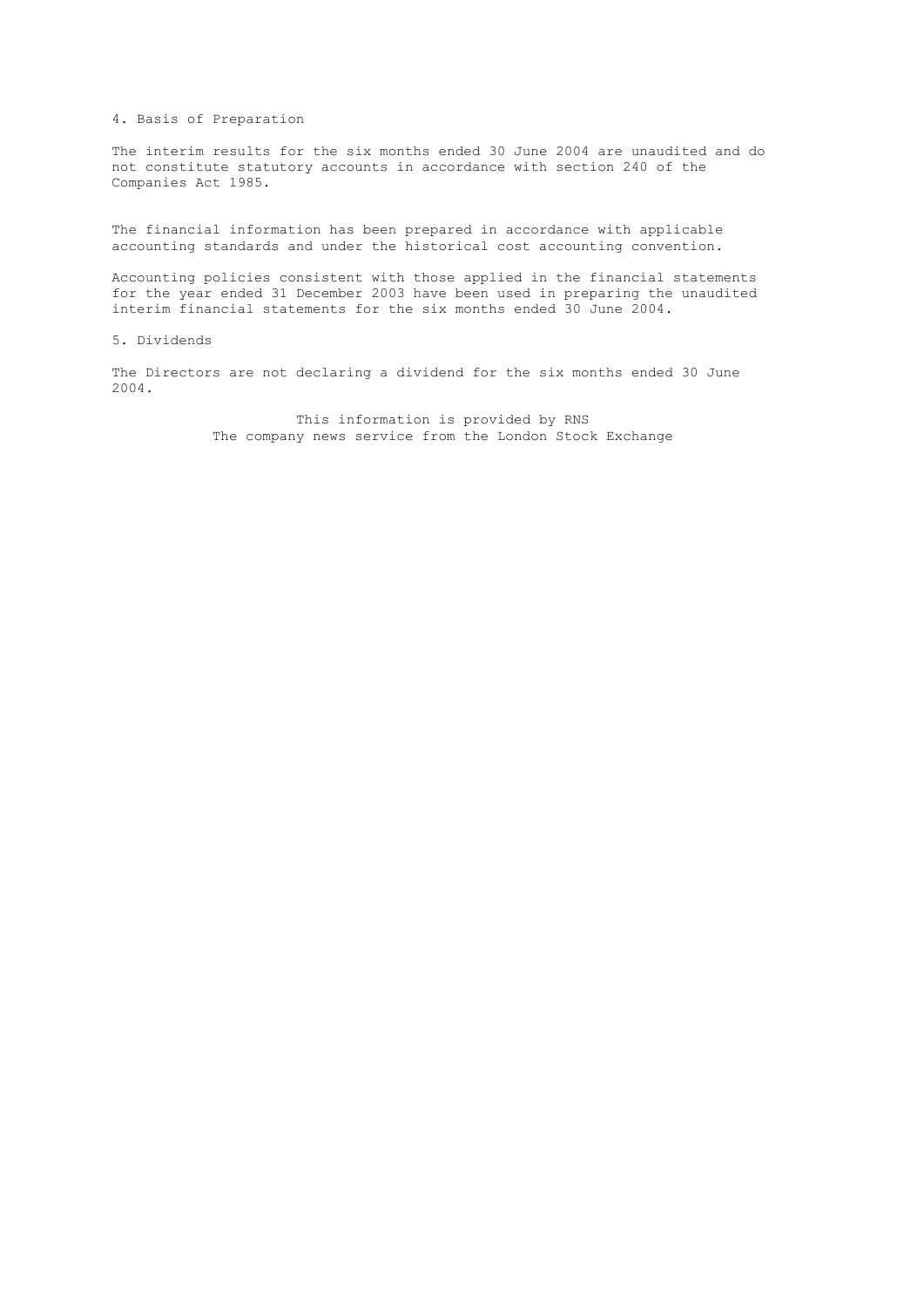### 4. Basis of Preparation

The interim results for the six months ended 30 June 2004 are unaudited and do not constitute statutory accounts in accordance with section 240 of the Companies Act 1985.

The financial information has been prepared in accordance with applicable accounting standards and under the historical cost accounting convention.

Accounting policies consistent with those applied in the financial statements for the year ended 31 December 2003 have been used in preparing the unaudited interim financial statements for the six months ended 30 June 2004.

### 5. Dividends

The Directors are not declaring a dividend for the six months ended 30 June 2004.

This information is provided by RNS
The company news service from the London Stock Exchange